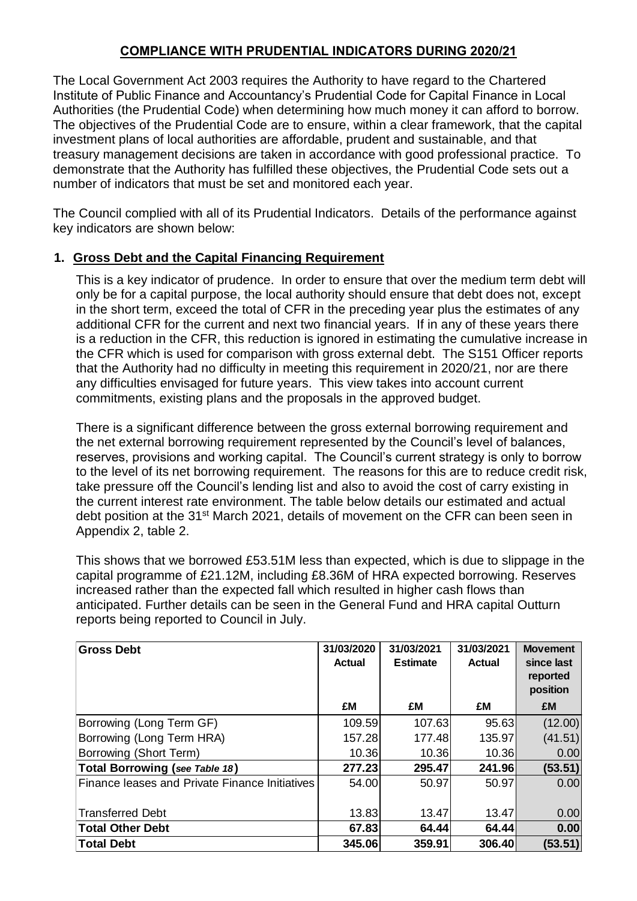# COMPLIANCE WITH PRUDENTIAL INDICATORS DURING 2020/21

The Local Government Act 2003 requires the Authority to have regard to the Chartered Institute of Public Finance and Accountancy's Prudential Code for Capital Finance in Local Authorities (the Prudential Code) when determining how much money it can afford to borrow. The objectives of the Prudential Code are to ensure, within a clear framework, that the capital investment plans of local authorities are affordable, prudent and sustainable, and that treasury management decisions are taken in accordance with good professional practice. To demonstrate that the Authority has fulfilled these objectives, the Prudential Code sets out a number of indicators that must be set and monitored each year.

The Council complied with all of its Prudential Indicators. Details of the performance against key indicators are shown below:

## 1. Gross Debt and the Capital Financing Requirement

This is a key indicator of prudence. In order to ensure that over the medium term debt will only be for a capital purpose, the local authority should ensure that debt does not, except in the short term, exceed the total of CFR in the preceding year plus the estimates of any additional CFR for the current and next two financial years. If in any of these years there is a reduction in the CFR, this reduction is ignored in estimating the cumulative increase in the CFR which is used for comparison with gross external debt. The S151 Officer reports that the Authority had no difficulty in meeting this requirement in 2020/21, nor are there any difficulties envisaged for future years. This view takes into account current commitments, existing plans and the proposals in the approved budget.

There is a significant difference between the gross external borrowing requirement and the net external borrowing requirement represented by the Council's level of balances, reserves, provisions and working capital. The Council's current strategy is only to borrow to the level of its net borrowing requirement. The reasons for this are to reduce credit risk, take pressure off the Council's lending list and also to avoid the cost of carry existing in the current interest rate environment. The table below details our estimated and actual debt position at the 31st March 2021, details of movement on the CFR can been seen in Appendix 2, table 2.

This shows that we borrowed £53.51M less than expected, which is due to slippage in the capital programme of £21.12M, including £8.36M of HRA expected borrowing. Reserves increased rather than the expected fall which resulted in higher cash flows than anticipated. Further details can be seen in the General Fund and HRA capital Outturn reports being reported to Council in July.

| Gross Debt | 31/03/2020 Actual | 31/03/2021 Estimate | 31/03/2021 Actual | Movement since last reported position |
|---|---|---|---|---|
| | £M | £M | £M | £M |
| Borrowing (Long Term GF) | 109.59 | 107.63 | 95.63 | (12.00) |
| Borrowing (Long Term HRA) | 157.28 | 177.48 | 135.97 | (41.51) |
| Borrowing (Short Term) | 10.36 | 10.36 | 10.36 | 0.00 |
| **Total Borrowing (*see Table 18*)** | **277.23** | **295.47** | **241.96** | **(53.51)** |
| Finance leases and Private Finance Initiatives | 54.00 | 50.97 | 50.97 | 0.00 |
| Transferred Debt | 13.83 | 13.47 | 13.47 | 0.00 |
| **Total Other Debt** | **67.83** | **64.44** | **64.44** | **0.00** |
| **Total Debt** | **345.06** | **359.91** | **306.40** | **(53.51)** |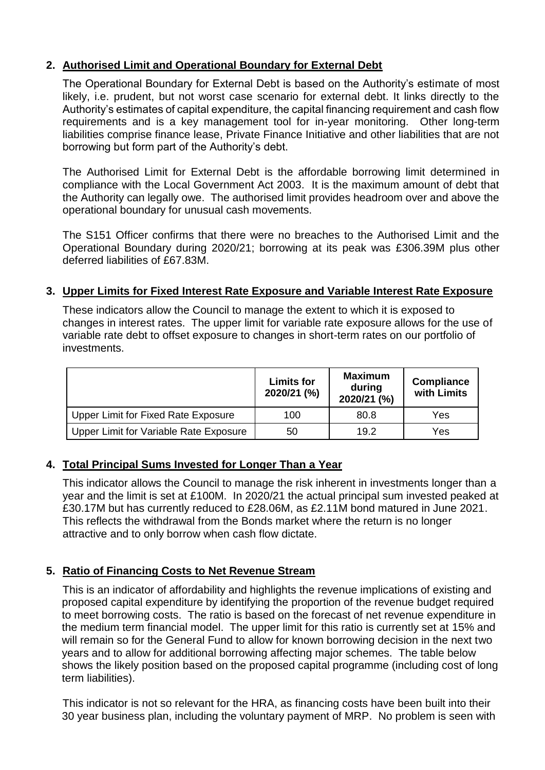## 2. Authorised Limit and Operational Boundary for External Debt

The Operational Boundary for External Debt is based on the Authority's estimate of most likely, i.e. prudent, but not worst case scenario for external debt. It links directly to the Authority's estimates of capital expenditure, the capital financing requirement and cash flow requirements and is a key management tool for in-year monitoring. Other long-term liabilities comprise finance lease, Private Finance Initiative and other liabilities that are not borrowing but form part of the Authority's debt.

The Authorised Limit for External Debt is the affordable borrowing limit determined in compliance with the Local Government Act 2003. It is the maximum amount of debt that the Authority can legally owe. The authorised limit provides headroom over and above the operational boundary for unusual cash movements.

The S151 Officer confirms that there were no breaches to the Authorised Limit and the Operational Boundary during 2020/21; borrowing at its peak was £306.39M plus other deferred liabilities of £67.83M.

## 3. Upper Limits for Fixed Interest Rate Exposure and Variable Interest Rate Exposure

These indicators allow the Council to manage the extent to which it is exposed to changes in interest rates. The upper limit for variable rate exposure allows for the use of variable rate debt to offset exposure to changes in short-term rates on our portfolio of investments.

| | Limits for 2020/21 (%) | Maximum during 2020/21 (%) | Compliance with Limits |
|---|---|---|---|
| Upper Limit for Fixed Rate Exposure | 100 | 80.8 | Yes |
| Upper Limit for Variable Rate Exposure | 50 | 19.2 | Yes |

## 4. Total Principal Sums Invested for Longer Than a Year

This indicator allows the Council to manage the risk inherent in investments longer than a year and the limit is set at £100M. In 2020/21 the actual principal sum invested peaked at £30.17M but has currently reduced to £28.06M, as £2.11M bond matured in June 2021. This reflects the withdrawal from the Bonds market where the return is no longer attractive and to only borrow when cash flow dictate.

## 5. Ratio of Financing Costs to Net Revenue Stream

This is an indicator of affordability and highlights the revenue implications of existing and proposed capital expenditure by identifying the proportion of the revenue budget required to meet borrowing costs. The ratio is based on the forecast of net revenue expenditure in the medium term financial model. The upper limit for this ratio is currently set at 15% and will remain so for the General Fund to allow for known borrowing decision in the next two years and to allow for additional borrowing affecting major schemes. The table below shows the likely position based on the proposed capital programme (including cost of long term liabilities).

This indicator is not so relevant for the HRA, as financing costs have been built into their 30 year business plan, including the voluntary payment of MRP. No problem is seen with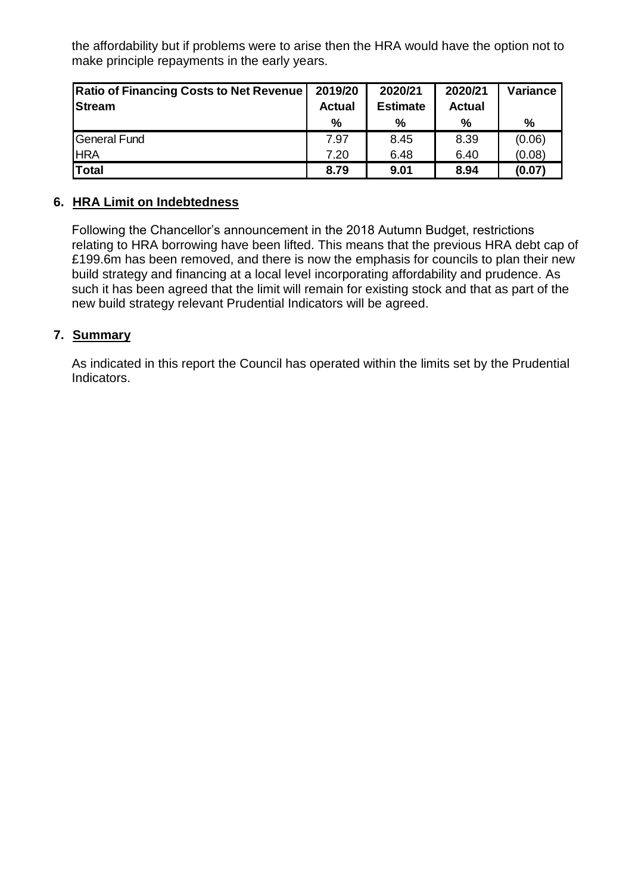the affordability but if problems were to arise then the HRA would have the option not to make principle repayments in the early years.

| Ratio of Financing Costs to Net Revenue Stream | 2019/20 Actual | 2020/21 Estimate | 2020/21 Actual | Variance |
|---|---|---|---|---|
| | % | % | % | % |
| General Fund | 7.97 | 8.45 | 8.39 | (0.06) |
| HRA | 7.20 | 6.48 | 6.40 | (0.08) |
| **Total** | **8.79** | **9.01** | **8.94** | **(0.07)** |

## 6. HRA Limit on Indebtedness

Following the Chancellor's announcement in the 2018 Autumn Budget, restrictions relating to HRA borrowing have been lifted. This means that the previous HRA debt cap of £199.6m has been removed, and there is now the emphasis for councils to plan their new build strategy and financing at a local level incorporating affordability and prudence. As such it has been agreed that the limit will remain for existing stock and that as part of the new build strategy relevant Prudential Indicators will be agreed.

## 7. Summary

As indicated in this report the Council has operated within the limits set by the Prudential Indicators.